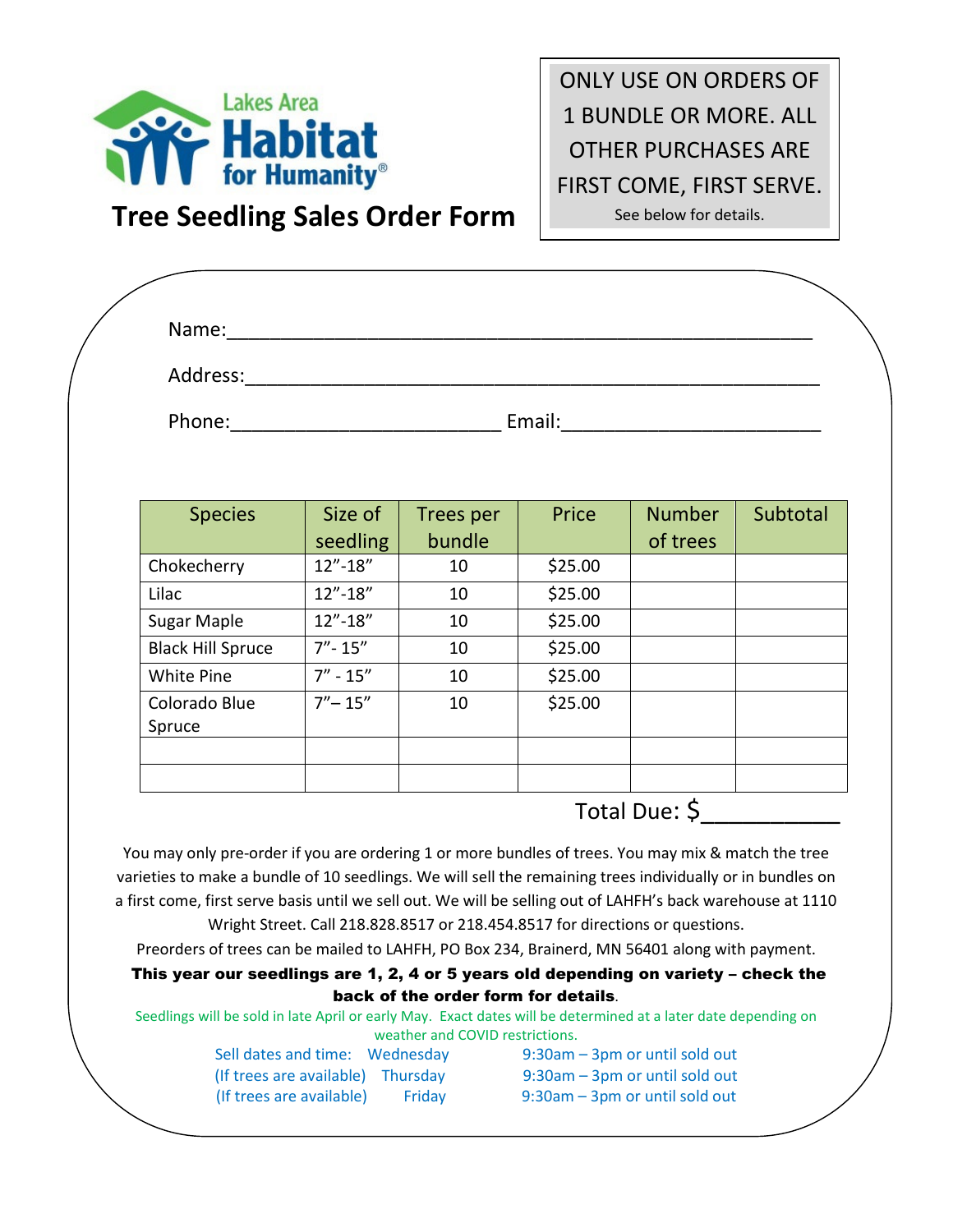Lakes Area Habitat for Humanity®

# Tree Seedling Sales Order Form

ONLY USE ON ORDERS OF 1 BUNDLE OR MORE. ALL OTHER PURCHASES ARE FIRST COME, FIRST SERVE.
See below for details.

Name:_____________________________________________________

Address:___________________________________________________

Phone:________________________ Email:_______________________

| Species | Size of seedling | Trees per bundle | Price | Number of trees | Subtotal |
|---|---|---|---|---|---|
| Chokecherry | 12”-18” | 10 | $25.00 | | |
| Lilac | 12”-18” | 10 | $25.00 | | |
| Sugar Maple | 12”-18” | 10 | $25.00 | | |
| Black Hill Spruce | 7”- 15” | 10 | $25.00 | | |
| White Pine | 7” - 15” | 10 | $25.00 | | |
| Colorado Blue Spruce | 7”– 15” | 10 | $25.00 | | |
| | | | | | |
| | | | | | |

Total Due: $__________

You may only pre-order if you are ordering 1 or more bundles of trees. You may mix & match the tree varieties to make a bundle of 10 seedlings. We will sell the remaining trees individually or in bundles on a first come, first serve basis until we sell out. We will be selling out of LAHFH’s back warehouse at 1110 Wright Street. Call 218.828.8517 or 218.454.8517 for directions or questions.

Preorders of trees can be mailed to LAHFH, PO Box 234, Brainerd, MN 56401 along with payment.

**This year our seedlings are 1, 2, 4 or 5 years old depending on variety – check the back of the order form for details**.

Seedlings will be sold in late April or early May. Exact dates will be determined at a later date depending on weather and COVID restrictions.

| | | |
|---|---|---|
| Sell dates and time: | Wednesday | 9:30am – 3pm or until sold out |
| (If trees are available) | Thursday | 9:30am – 3pm or until sold out |
| (If trees are available) | Friday | 9:30am – 3pm or until sold out |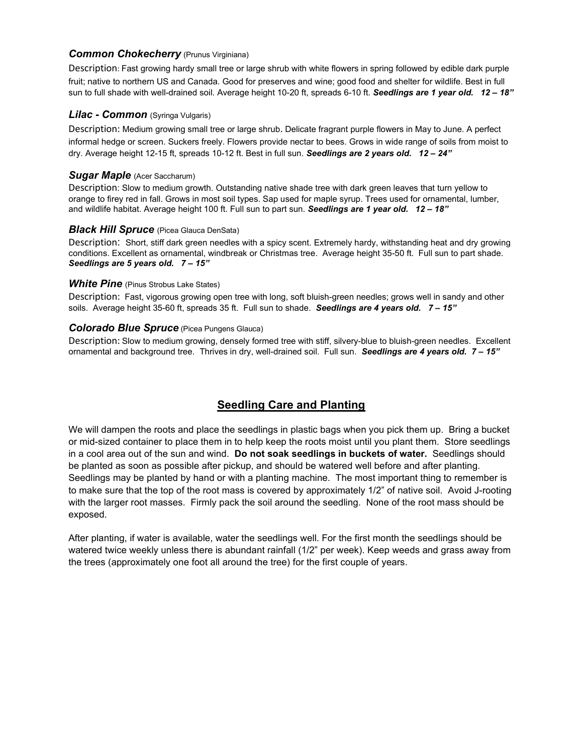***Common Chokecherry*** (Prunus Virginiana)

Description: Fast growing hardy small tree or large shrub with white flowers in spring followed by edible dark purple fruit; native to northern US and Canada. Good for preserves and wine; good food and shelter for wildlife. Best in full sun to full shade with well-drained soil. Average height 10-20 ft, spreads 6-10 ft. ***Seedlings are 1 year old. 12 – 18"***

***Lilac - Common*** (Syringa Vulgaris)

Description: Medium growing small tree or large shrub. Delicate fragrant purple flowers in May to June. A perfect informal hedge or screen. Suckers freely. Flowers provide nectar to bees. Grows in wide range of soils from moist to dry. Average height 12-15 ft, spreads 10-12 ft. Best in full sun. ***Seedlings are 2 years old. 12 – 24"***

***Sugar Maple*** (Acer Saccharum)

Description: Slow to medium growth. Outstanding native shade tree with dark green leaves that turn yellow to orange to firey red in fall. Grows in most soil types. Sap used for maple syrup. Trees used for ornamental, lumber, and wildlife habitat. Average height 100 ft. Full sun to part sun. ***Seedlings are 1 year old. 12 – 18"***

***Black Hill Spruce*** (Picea Glauca DenSata)

Description: Short, stiff dark green needles with a spicy scent. Extremely hardy, withstanding heat and dry growing conditions. Excellent as ornamental, windbreak or Christmas tree. Average height 35-50 ft. Full sun to part shade. ***Seedlings are 5 years old. 7 – 15"***

***White Pine*** (Pinus Strobus Lake States)

Description: Fast, vigorous growing open tree with long, soft bluish-green needles; grows well in sandy and other soils. Average height 35-60 ft, spreads 35 ft. Full sun to shade. ***Seedlings are 4 years old. 7 – 15"***

***Colorado Blue Spruce*** (Picea Pungens Glauca)

Description: Slow to medium growing, densely formed tree with stiff, silvery-blue to bluish-green needles. Excellent ornamental and background tree. Thrives in dry, well-drained soil. Full sun. ***Seedlings are 4 years old. 7 – 15"***

## Seedling Care and Planting

We will dampen the roots and place the seedlings in plastic bags when you pick them up. Bring a bucket or mid-sized container to place them in to help keep the roots moist until you plant them. Store seedlings in a cool area out of the sun and wind. **Do not soak seedlings in buckets of water.** Seedlings should be planted as soon as possible after pickup, and should be watered well before and after planting. Seedlings may be planted by hand or with a planting machine. The most important thing to remember is to make sure that the top of the root mass is covered by approximately 1/2" of native soil. Avoid J-rooting with the larger root masses. Firmly pack the soil around the seedling. None of the root mass should be exposed.

After planting, if water is available, water the seedlings well. For the first month the seedlings should be watered twice weekly unless there is abundant rainfall (1/2" per week). Keep weeds and grass away from the trees (approximately one foot all around the tree) for the first couple of years.